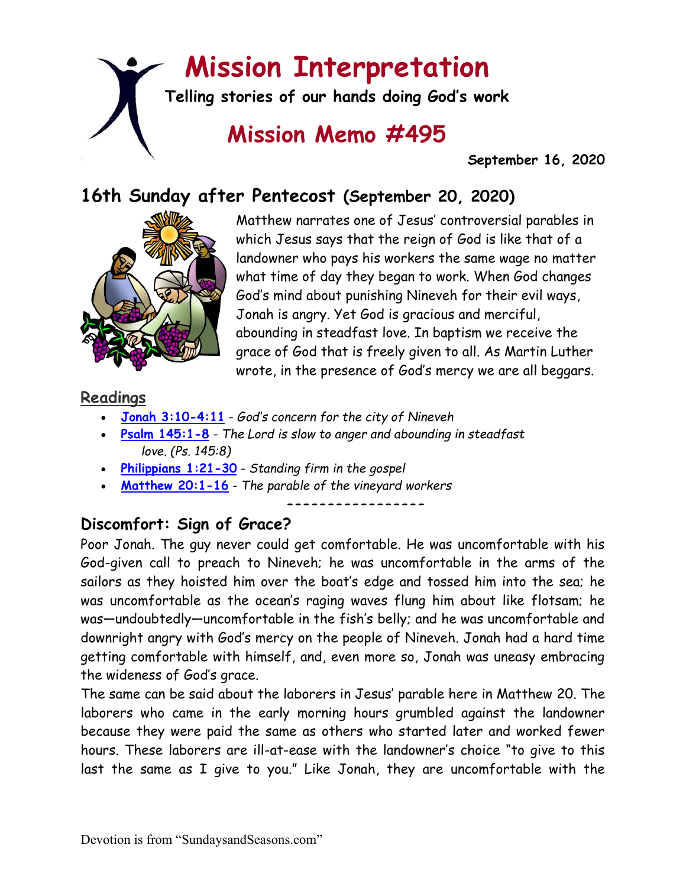# Mission Interpretation

**Telling stories of our hands doing God's work**

## Mission Memo #495

**September 16, 2020**

## 16th Sunday after Pentecost (September 20, 2020)

Matthew narrates one of Jesus' controversial parables in which Jesus says that the reign of God is like that of a landowner who pays his workers the same wage no matter what time of day they began to work. When God changes God's mind about punishing Nineveh for their evil ways, Jonah is angry. Yet God is gracious and merciful, abounding in steadfast love. In baptism we receive the grace of God that is freely given to all. As Martin Luther wrote, in the presence of God's mercy we are all beggars.

### Readings

- **Jonah 3:10-4:11** - *God's concern for the city of Nineveh*
- **Psalm 145:1-8** - *The Lord is slow to anger and abounding in steadfast love. (Ps. 145:8)*
- **Philippians 1:21-30** - *Standing firm in the gospel*
- **Matthew 20:1-16** - *The parable of the vineyard workers*

-----------------

## Discomfort: Sign of Grace?

Poor Jonah. The guy never could get comfortable. He was uncomfortable with his God-given call to preach to Nineveh; he was uncomfortable in the arms of the sailors as they hoisted him over the boat's edge and tossed him into the sea; he was uncomfortable as the ocean's raging waves flung him about like flotsam; he was—undoubtedly—uncomfortable in the fish's belly; and he was uncomfortable and downright angry with God's mercy on the people of Nineveh. Jonah had a hard time getting comfortable with himself, and, even more so, Jonah was uneasy embracing the wideness of God's grace.

The same can be said about the laborers in Jesus' parable here in Matthew 20. The laborers who came in the early morning hours grumbled against the landowner because they were paid the same as others who started later and worked fewer hours. These laborers are ill-at-ease with the landowner's choice "to give to this last the same as I give to you." Like Jonah, they are uncomfortable with the

Devotion is from "SundaysandSeasons.com"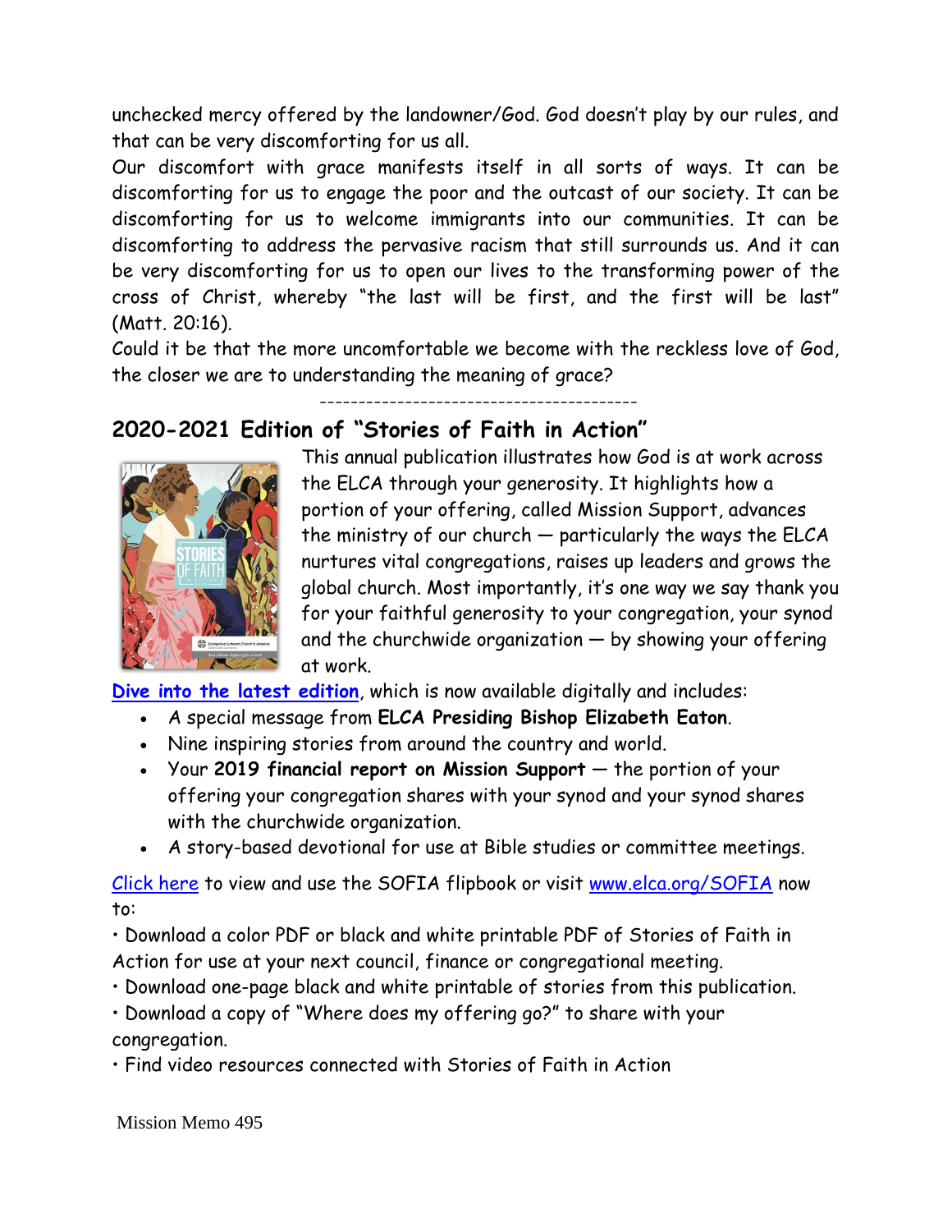unchecked mercy offered by the landowner/God. God doesn't play by our rules, and that can be very discomforting for us all.

Our discomfort with grace manifests itself in all sorts of ways. It can be discomforting for us to engage the poor and the outcast of our society. It can be discomforting for us to welcome immigrants into our communities. It can be discomforting to address the pervasive racism that still surrounds us. And it can be very discomforting for us to open our lives to the transforming power of the cross of Christ, whereby "the last will be first, and the first will be last" (Matt. 20:16).

Could it be that the more uncomfortable we become with the reckless love of God, the closer we are to understanding the meaning of grace?

----------------------------------------

## 2020-2021 Edition of "Stories of Faith in Action"

This annual publication illustrates how God is at work across the ELCA through your generosity. It highlights how a portion of your offering, called Mission Support, advances the ministry of our church — particularly the ways the ELCA nurtures vital congregations, raises up leaders and grows the global church. Most importantly, it's one way we say thank you for your faithful generosity to your congregation, your synod and the churchwide organization — by showing your offering at work.

Dive into the latest edition, which is now available digitally and includes:

- A special message from **ELCA Presiding Bishop Elizabeth Eaton**.
- Nine inspiring stories from around the country and world.
- Your **2019 financial report on Mission Support** — the portion of your offering your congregation shares with your synod and your synod shares with the churchwide organization.
- A story-based devotional for use at Bible studies or committee meetings.

Click here to view and use the SOFIA flipbook or visit www.elca.org/SOFIA now to:

• Download a color PDF or black and white printable PDF of Stories of Faith in Action for use at your next council, finance or congregational meeting.

• Download one-page black and white printable of stories from this publication.

• Download a copy of "Where does my offering go?" to share with your congregation.

• Find video resources connected with Stories of Faith in Action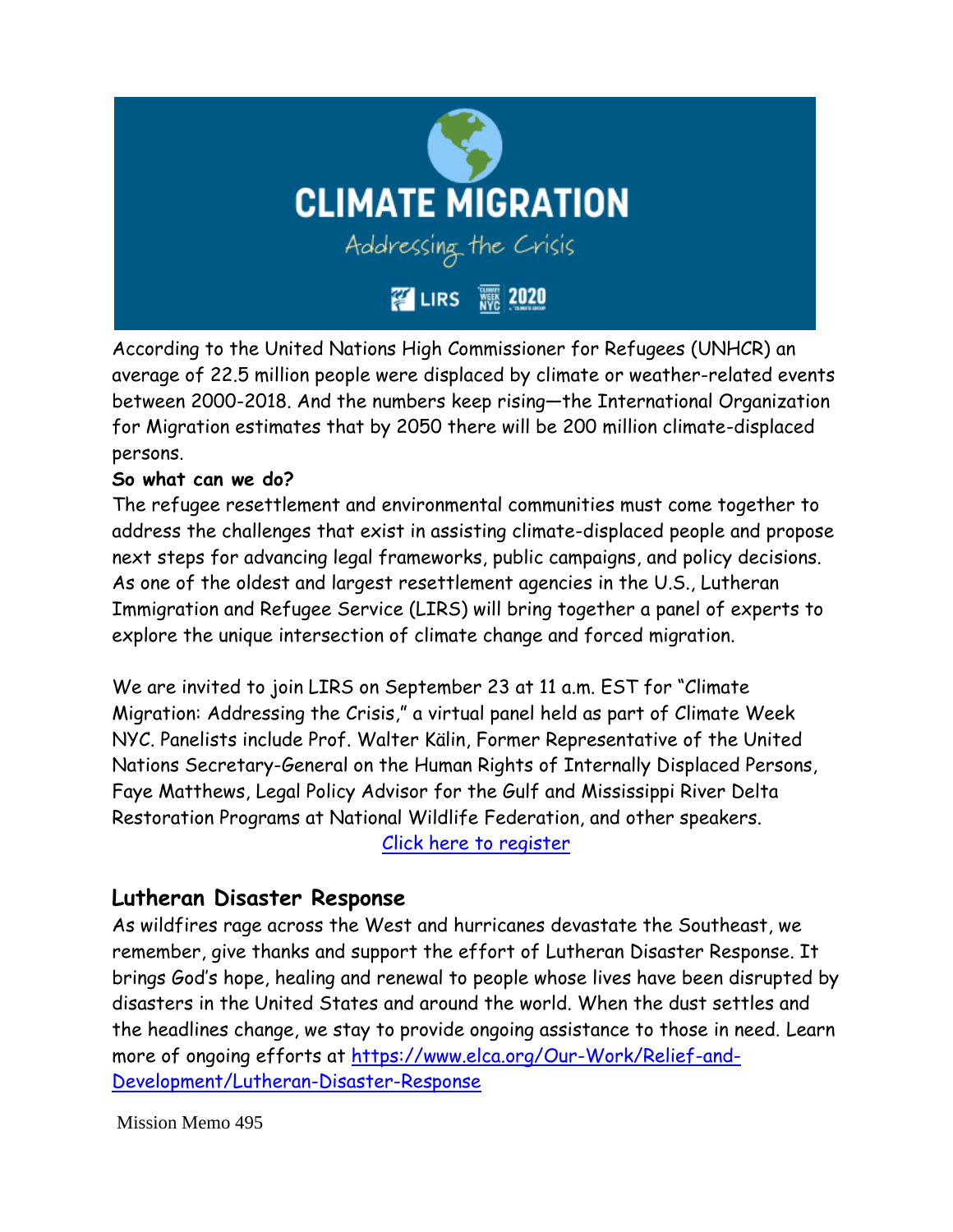# CLIMATE MIGRATION

*Addressing the Crisis*

LIRS | Climate Week NYC 2020

According to the United Nations High Commissioner for Refugees (UNHCR) an average of 22.5 million people were displaced by climate or weather-related events between 2000-2018. And the numbers keep rising—the International Organization for Migration estimates that by 2050 there will be 200 million climate-displaced persons.

**So what can we do?**

The refugee resettlement and environmental communities must come together to address the challenges that exist in assisting climate-displaced people and propose next steps for advancing legal frameworks, public campaigns, and policy decisions. As one of the oldest and largest resettlement agencies in the U.S., Lutheran Immigration and Refugee Service (LIRS) will bring together a panel of experts to explore the unique intersection of climate change and forced migration.

We are invited to join LIRS on September 23 at 11 a.m. EST for "Climate Migration: Addressing the Crisis," a virtual panel held as part of Climate Week NYC. Panelists include Prof. Walter Kälin, Former Representative of the United Nations Secretary-General on the Human Rights of Internally Displaced Persons, Faye Matthews, Legal Policy Advisor for the Gulf and Mississippi River Delta Restoration Programs at National Wildlife Federation, and other speakers.

Click here to register

## Lutheran Disaster Response

As wildfires rage across the West and hurricanes devastate the Southeast, we remember, give thanks and support the effort of Lutheran Disaster Response. It brings God's hope, healing and renewal to people whose lives have been disrupted by disasters in the United States and around the world. When the dust settles and the headlines change, we stay to provide ongoing assistance to those in need. Learn more of ongoing efforts at https://www.elca.org/Our-Work/Relief-and-Development/Lutheran-Disaster-Response

Mission Memo 495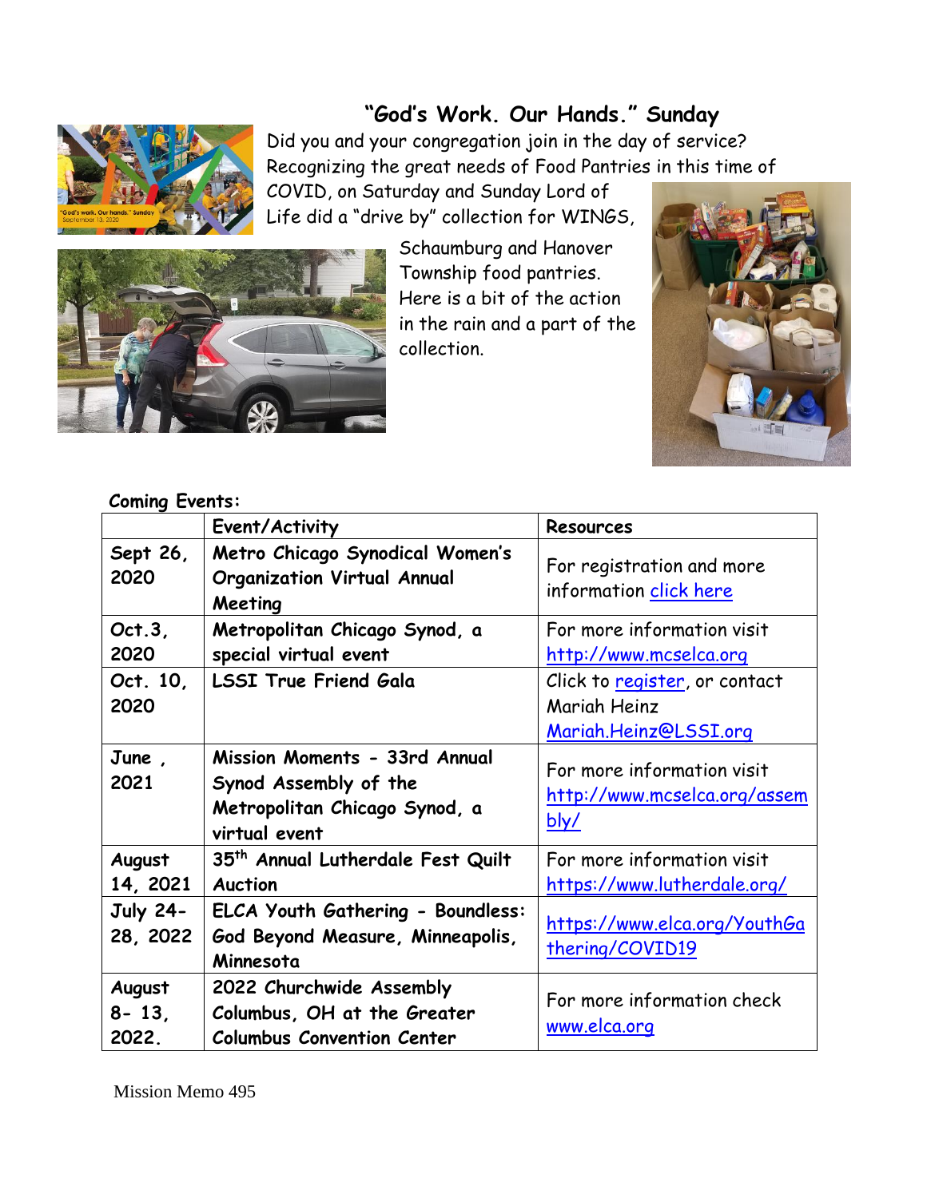## "God's Work. Our Hands." Sunday

Did you and your congregation join in the day of service? Recognizing the great needs of Food Pantries in this time of COVID, on Saturday and Sunday Lord of Life did a "drive by" collection for WINGS, Schaumburg and Hanover Township food pantries. Here is a bit of the action in the rain and a part of the collection.

**Coming Events:**

| | Event/Activity | Resources |
|---|---|---|
| **Sept 26, 2020** | **Metro Chicago Synodical Women's Organization Virtual Annual Meeting** | For registration and more information click here |
| **Oct.3, 2020** | **Metropolitan Chicago Synod, a special virtual event** | For more information visit http://www.mcselca.org |
| **Oct. 10, 2020** | **LSSI True Friend Gala** | Click to register, or contact Mariah Heinz Mariah.Heinz@LSSI.org |
| **June , 2021** | **Mission Moments - 33rd Annual Synod Assembly of the Metropolitan Chicago Synod, a virtual event** | For more information visit http://www.mcselca.org/assembly/ |
| **August 14, 2021** | **35th Annual Lutherdale Fest Quilt Auction** | For more information visit https://www.lutherdale.org/ |
| **July 24-28, 2022** | **ELCA Youth Gathering - Boundless: God Beyond Measure, Minneapolis, Minnesota** | https://www.elca.org/YouthGathering/COVID19 |
| **August 8- 13, 2022.** | **2022 Churchwide Assembly Columbus, OH at the Greater Columbus Convention Center** | For more information check www.elca.org |

Mission Memo 495